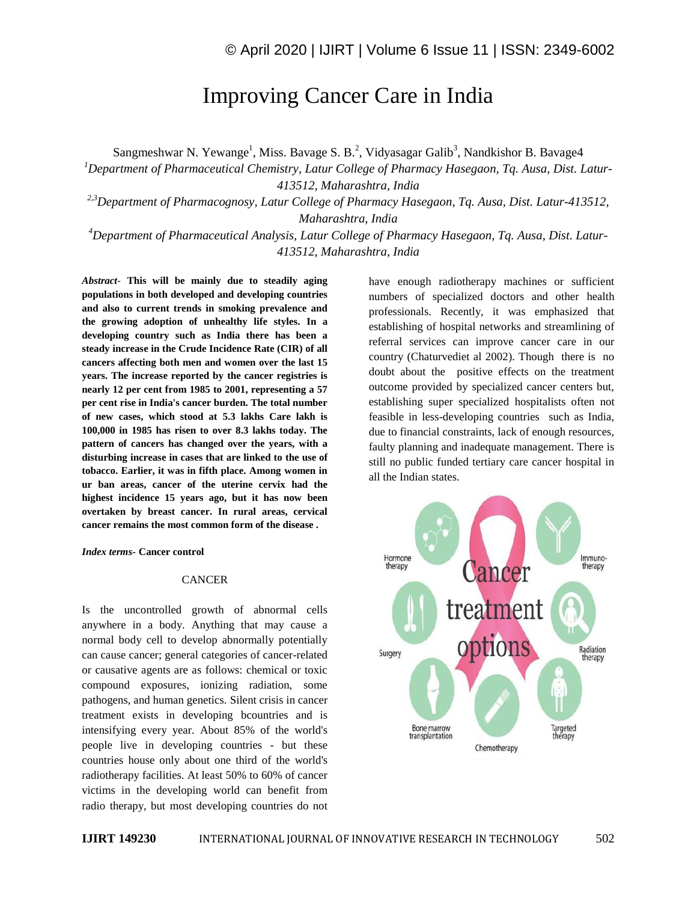# Improving Cancer Care in India

Sangmeshwar N. Yewange[1], Miss. Bavage S. B.[2], Vidyasagar Galib[3], Nandkishor B. Bavage4

[1]*Department of Pharmaceutical Chemistry, Latur College of Pharmacy Hasegaon, Tq. Ausa, Dist. Latur-413512, Maharashtra, India*

[2,3]*Department of Pharmacognosy, Latur College of Pharmacy Hasegaon, Tq. Ausa, Dist. Latur-413512, Maharashtra, India*

[4]*Department of Pharmaceutical Analysis, Latur College of Pharmacy Hasegaon, Tq. Ausa, Dist. Latur-413512, Maharashtra, India*

***Abstract*- This will be mainly due to steadily aging populations in both developed and developing countries and also to current trends in smoking prevalence and the growing adoption of unhealthy life styles. In a developing country such as India there has been a steady increase in the Crude Incidence Rate (CIR) of all cancers affecting both men and women over the last 15 years. The increase reported by the cancer registries is nearly 12 per cent from 1985 to 2001, representing a 57 per cent rise in India's cancer burden. The total number of new cases, which stood at 5.3 lakhs Care lakh is 100,000 in 1985 has risen to over 8.3 lakhs today. The pattern of cancers has changed over the years, with a disturbing increase in cases that are linked to the use of tobacco. Earlier, it was in fifth place. Among women in ur ban areas, cancer of the uterine cervix had the highest incidence 15 years ago, but it has now been overtaken by breast cancer. In rural areas, cervical cancer remains the most common form of the disease .**

***Index terms*- Cancer control**

## CANCER

Is the uncontrolled growth of abnormal cells anywhere in a body. Anything that may cause a normal body cell to develop abnormally potentially can cause cancer; general categories of cancer-related or causative agents are as follows: chemical or toxic compound exposures, ionizing radiation, some pathogens, and human genetics. Silent crisis in cancer treatment exists in developing bcountries and is intensifying every year. About 85% of the world's people live in developing countries - but these countries house only about one third of the world's radiotherapy facilities. At least 50% to 60% of cancer victims in the developing world can benefit from radio therapy, but most developing countries do not have enough radiotherapy machines or sufficient numbers of specialized doctors and other health professionals. Recently, it was emphasized that establishing of hospital networks and streamlining of referral services can improve cancer care in our country (Chaturvediet al 2002). Though there is no doubt about the positive effects on the treatment outcome provided by specialized cancer centers but, establishing super specialized hospitalists often not feasible in less-developing countries such as India, due to financial constraints, lack of enough resources, faulty planning and inadequate management. There is still no public funded tertiary care cancer hospital in all the Indian states.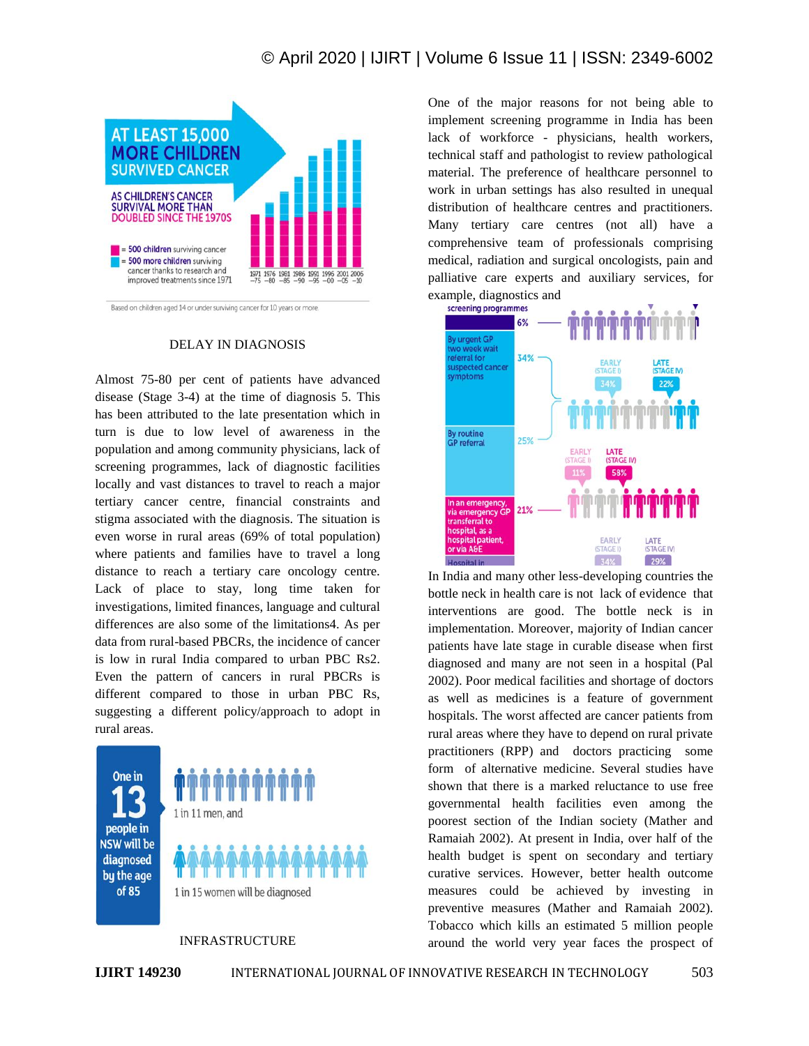## DELAY IN DIAGNOSIS

Almost 75-80 per cent of patients have advanced disease (Stage 3-4) at the time of diagnosis 5. This has been attributed to the late presentation which in turn is due to low level of awareness in the population and among community physicians, lack of screening programmes, lack of diagnostic facilities locally and vast distances to travel to reach a major tertiary cancer centre, financial constraints and stigma associated with the diagnosis. The situation is even worse in rural areas (69% of total population) where patients and families have to travel a long distance to reach a tertiary care oncology centre. Lack of place to stay, long time taken for investigations, limited finances, language and cultural differences are also some of the limitations4. As per data from rural-based PBCRs, the incidence of cancer is low in rural India compared to urban PBC Rs2. Even the pattern of cancers in rural PBCRs is different compared to those in urban PBC Rs, suggesting a different policy/approach to adopt in rural areas.

## INFRASTRUCTURE

One of the major reasons for not being able to implement screening programme in India has been lack of workforce - physicians, health workers, technical staff and pathologist to review pathological material. The preference of healthcare personnel to work in urban settings has also resulted in unequal distribution of healthcare centres and practitioners. Many tertiary care centres (not all) have a comprehensive team of professionals comprising medical, radiation and surgical oncologists, pain and palliative care experts and auxiliary services, for example, diagnostics and

In India and many other less-developing countries the bottle neck in health care is not lack of evidence that interventions are good. The bottle neck is in implementation. Moreover, majority of Indian cancer patients have late stage in curable disease when first diagnosed and many are not seen in a hospital (Pal 2002). Poor medical facilities and shortage of doctors as well as medicines is a feature of government hospitals. The worst affected are cancer patients from rural areas where they have to depend on rural private practitioners (RPP) and doctors practicing some form of alternative medicine. Several studies have shown that there is a marked reluctance to use free governmental health facilities even among the poorest section of the Indian society (Mather and Ramaiah 2002). At present in India, over half of the health budget is spent on secondary and tertiary curative services. However, better health outcome measures could be achieved by investing in preventive measures (Mather and Ramaiah 2002). Tobacco which kills an estimated 5 million people around the world very year faces the prospect of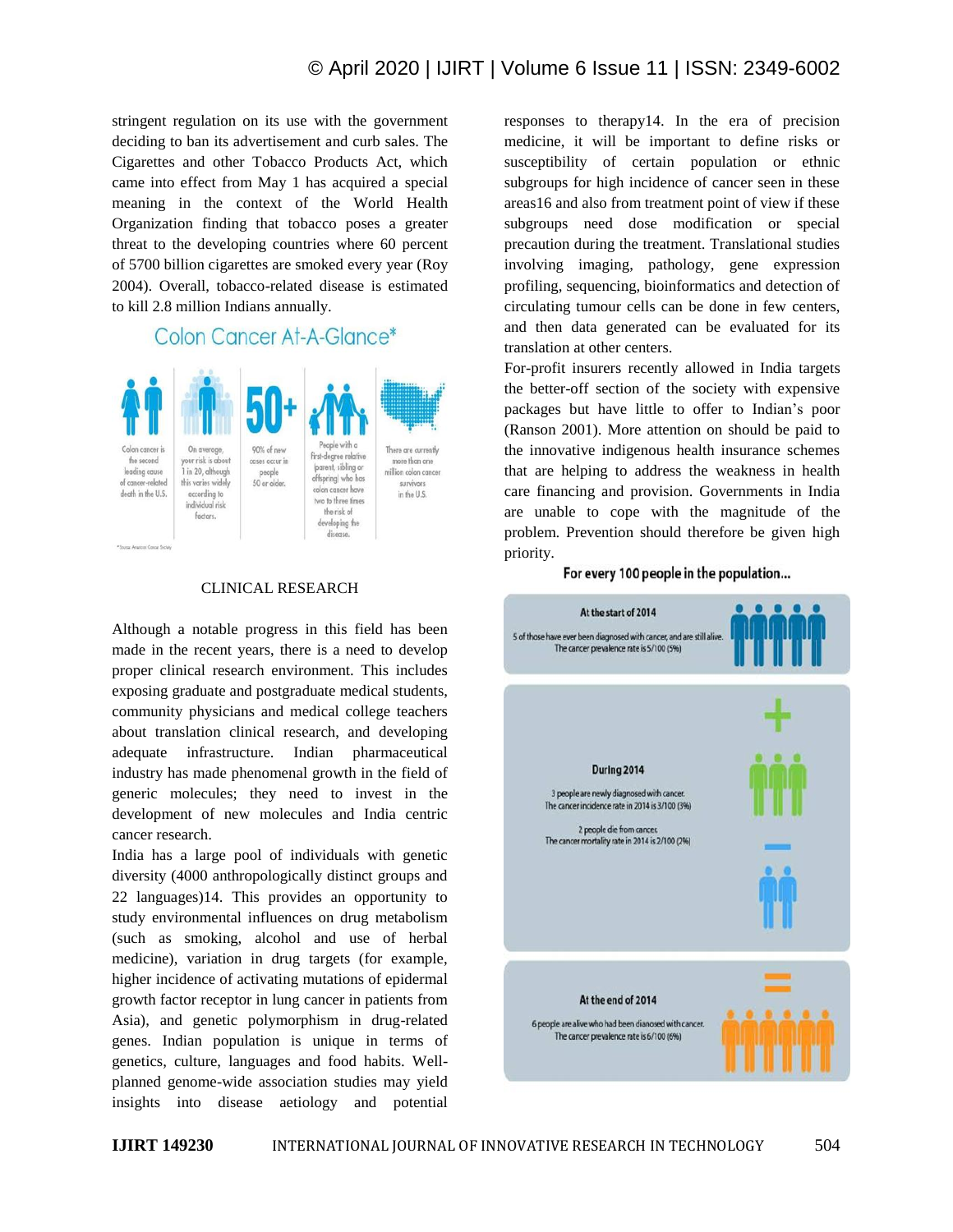stringent regulation on its use with the government deciding to ban its advertisement and curb sales. The Cigarettes and other Tobacco Products Act, which came into effect from May 1 has acquired a special meaning in the context of the World Health Organization finding that tobacco poses a greater threat to the developing countries where 60 percent of 5700 billion cigarettes are smoked every year (Roy 2004). Overall, tobacco-related disease is estimated to kill 2.8 million Indians annually.

Colon Cancer At-A-Glance*

Colon cancer is the second leading cause of cancer-related death in the U.S.

On average, your risk is about 1 in 20, although this varies widely according to individual risk factors.

50+

90% of new cases occur in people 50 or older.

People with a first-degree relative (parent, sibling or offspring) who has colon cancer have two to three times the risk of developing the disease.

There are currently more than one million colon cancer survivors in the U.S.

*Source: American Cancer Society

## CLINICAL RESEARCH

Although a notable progress in this field has been made in the recent years, there is a need to develop proper clinical research environment. This includes exposing graduate and postgraduate medical students, community physicians and medical college teachers about translation clinical research, and developing adequate infrastructure. Indian pharmaceutical industry has made phenomenal growth in the field of generic molecules; they need to invest in the development of new molecules and India centric cancer research.

India has a large pool of individuals with genetic diversity (4000 anthropologically distinct groups and 22 languages)14. This provides an opportunity to study environmental influences on drug metabolism (such as smoking, alcohol and use of herbal medicine), variation in drug targets (for example, higher incidence of activating mutations of epidermal growth factor receptor in lung cancer in patients from Asia), and genetic polymorphism in drug-related genes. Indian population is unique in terms of genetics, culture, languages and food habits. Well-planned genome-wide association studies may yield insights into disease aetiology and potential responses to therapy14. In the era of precision medicine, it will be important to define risks or susceptibility of certain population or ethnic subgroups for high incidence of cancer seen in these areas16 and also from treatment point of view if these subgroups need dose modification or special precaution during the treatment. Translational studies involving imaging, pathology, gene expression profiling, sequencing, bioinformatics and detection of circulating tumour cells can be done in few centers, and then data generated can be evaluated for its translation at other centers.

For-profit insurers recently allowed in India targets the better-off section of the society with expensive packages but have little to offer to Indian's poor (Ranson 2001). More attention on should be paid to the innovative indigenous health insurance schemes that are helping to address the weakness in health care financing and provision. Governments in India are unable to cope with the magnitude of the problem. Prevention should therefore be given high priority.

For every 100 people in the population...

At the start of 2014

5 of those have ever been diagnosed with cancer, and are still alive. The cancer prevalence rate is 5/100 (5%)

During 2014

3 people are newly diagnosed with cancer. The cancer incidence rate in 2014 is 3/100 (3%)

2 people die from cancer. The cancer mortality rate in 2014 is 2/100 (2%)

At the end of 2014

6 people are alive who had been dianosed with cancer. The cancer prevalence rate is 6/100 (6%)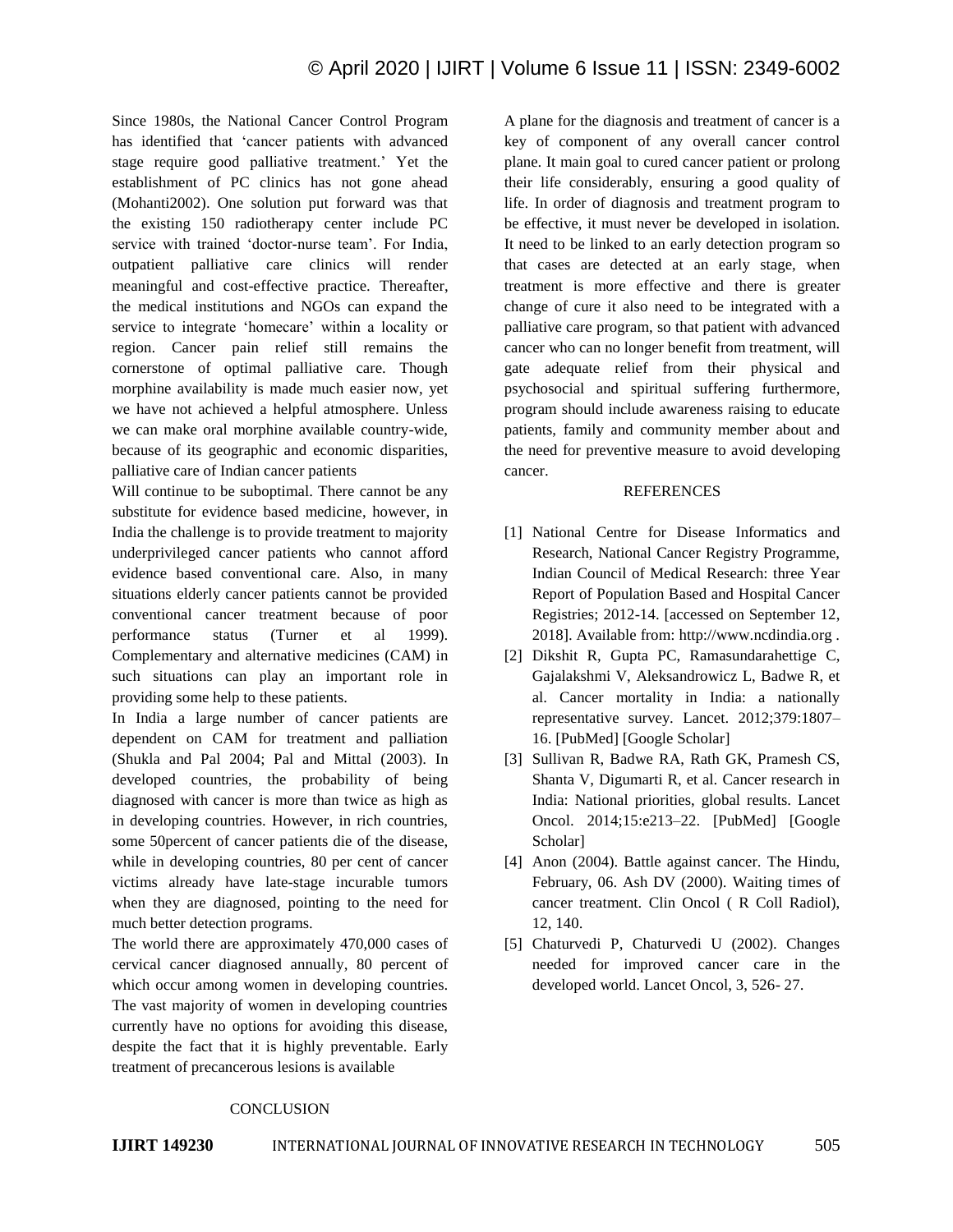Since 1980s, the National Cancer Control Program has identified that 'cancer patients with advanced stage require good palliative treatment.' Yet the establishment of PC clinics has not gone ahead (Mohanti2002). One solution put forward was that the existing 150 radiotherapy center include PC service with trained 'doctor-nurse team'. For India, outpatient palliative care clinics will render meaningful and cost-effective practice. Thereafter, the medical institutions and NGOs can expand the service to integrate 'homecare' within a locality or region. Cancer pain relief still remains the cornerstone of optimal palliative care. Though morphine availability is made much easier now, yet we have not achieved a helpful atmosphere. Unless we can make oral morphine available country-wide, because of its geographic and economic disparities, palliative care of Indian cancer patients

Will continue to be suboptimal. There cannot be any substitute for evidence based medicine, however, in India the challenge is to provide treatment to majority underprivileged cancer patients who cannot afford evidence based conventional care. Also, in many situations elderly cancer patients cannot be provided conventional cancer treatment because of poor performance status (Turner et al 1999). Complementary and alternative medicines (CAM) in such situations can play an important role in providing some help to these patients.

In India a large number of cancer patients are dependent on CAM for treatment and palliation (Shukla and Pal 2004; Pal and Mittal (2003). In developed countries, the probability of being diagnosed with cancer is more than twice as high as in developing countries. However, in rich countries, some 50percent of cancer patients die of the disease, while in developing countries, 80 per cent of cancer victims already have late-stage incurable tumors when they are diagnosed, pointing to the need for much better detection programs.

The world there are approximately 470,000 cases of cervical cancer diagnosed annually, 80 percent of which occur among women in developing countries. The vast majority of women in developing countries currently have no options for avoiding this disease, despite the fact that it is highly preventable. Early treatment of precancerous lesions is available

## CONCLUSION

A plane for the diagnosis and treatment of cancer is a key of component of any overall cancer control plane. It main goal to cured cancer patient or prolong their life considerably, ensuring a good quality of life. In order of diagnosis and treatment program to be effective, it must never be developed in isolation. It need to be linked to an early detection program so that cases are detected at an early stage, when treatment is more effective and there is greater change of cure it also need to be integrated with a palliative care program, so that patient with advanced cancer who can no longer benefit from treatment, will gate adequate relief from their physical and psychosocial and spiritual suffering furthermore, program should include awareness raising to educate patients, family and community member about and the need for preventive measure to avoid developing cancer.

## REFERENCES

[1] National Centre for Disease Informatics and Research, National Cancer Registry Programme, Indian Council of Medical Research: three Year Report of Population Based and Hospital Cancer Registries; 2012-14. [accessed on September 12, 2018]. Available from: http://www.ncdindia.org .

[2] Dikshit R, Gupta PC, Ramasundarahettige C, Gajalakshmi V, Aleksandrowicz L, Badwe R, et al. Cancer mortality in India: a nationally representative survey. Lancet. 2012;379:1807–16. [PubMed] [Google Scholar]

[3] Sullivan R, Badwe RA, Rath GK, Pramesh CS, Shanta V, Digumarti R, et al. Cancer research in India: National priorities, global results. Lancet Oncol. 2014;15:e213–22. [PubMed] [Google Scholar]

[4] Anon (2004). Battle against cancer. The Hindu, February, 06. Ash DV (2000). Waiting times of cancer treatment. Clin Oncol ( R Coll Radiol), 12, 140.

[5] Chaturvedi P, Chaturvedi U (2002). Changes needed for improved cancer care in the developed world. Lancet Oncol, 3, 526- 27.